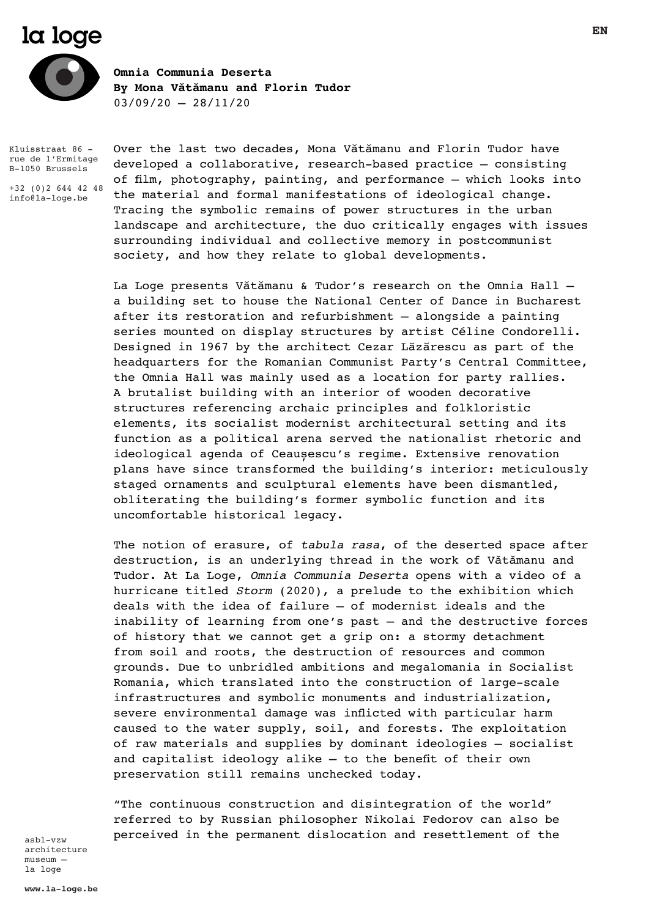la loge

**Omnia Communia Deserta**
**By Mona Vătămanu and Florin Tudor**
03/09/20 – 28/11/20

Kluisstraat 86 - rue de l'Ermitage B-1050 Brussels

+32 (0)2 644 42 48
info@la-loge.be

Over the last two decades, Mona Vătămanu and Florin Tudor have developed a collaborative, research-based practice – consisting of film, photography, painting, and performance – which looks into the material and formal manifestations of ideological change. Tracing the symbolic remains of power structures in the urban landscape and architecture, the duo critically engages with issues surrounding individual and collective memory in postcommunist society, and how they relate to global developments.

La Loge presents Vătămanu & Tudor's research on the Omnia Hall – a building set to house the National Center of Dance in Bucharest after its restoration and refurbishment – alongside a painting series mounted on display structures by artist Céline Condorelli. Designed in 1967 by the architect Cezar Lăzărescu as part of the headquarters for the Romanian Communist Party's Central Committee, the Omnia Hall was mainly used as a location for party rallies. A brutalist building with an interior of wooden decorative structures referencing archaic principles and folkloristic elements, its socialist modernist architectural setting and its function as a political arena served the nationalist rhetoric and ideological agenda of Ceaușescu's regime. Extensive renovation plans have since transformed the building's interior: meticulously staged ornaments and sculptural elements have been dismantled, obliterating the building's former symbolic function and its uncomfortable historical legacy.

The notion of erasure, of *tabula rasa*, of the deserted space after destruction, is an underlying thread in the work of Vătămanu and Tudor. At La Loge, *Omnia Communia Deserta* opens with a video of a hurricane titled *Storm* (2020), a prelude to the exhibition which deals with the idea of failure – of modernist ideals and the inability of learning from one's past – and the destructive forces of history that we cannot get a grip on: a stormy detachment from soil and roots, the destruction of resources and common grounds. Due to unbridled ambitions and megalomania in Socialist Romania, which translated into the construction of large-scale infrastructures and symbolic monuments and industrialization, severe environmental damage was inflicted with particular harm caused to the water supply, soil, and forests. The exploitation of raw materials and supplies by dominant ideologies – socialist and capitalist ideology alike – to the benefit of their own preservation still remains unchecked today.

"The continuous construction and disintegration of the world" referred to by Russian philosopher Nikolai Fedorov can also be perceived in the permanent dislocation and resettlement of the

asbl-vzw architecture museum – la loge

www.la-loge.be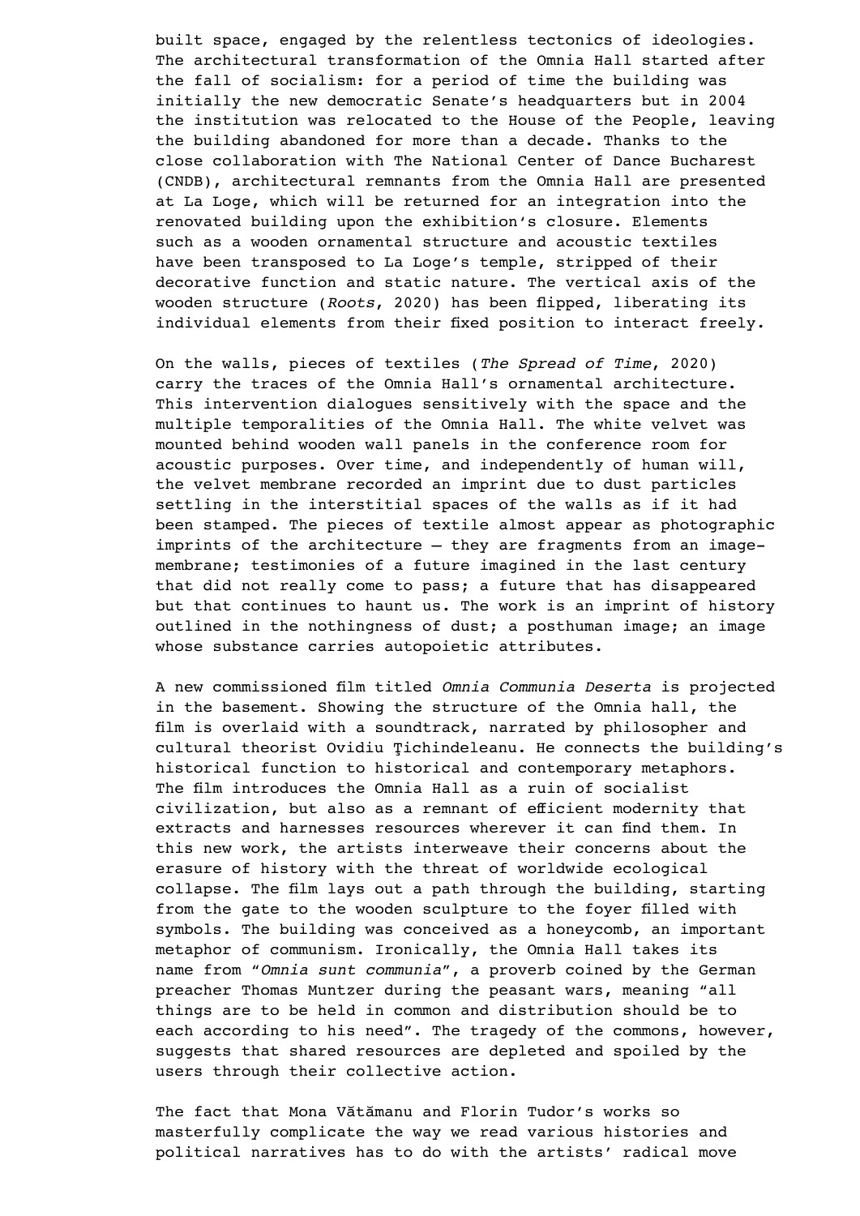built space, engaged by the relentless tectonics of ideologies. The architectural transformation of the Omnia Hall started after the fall of socialism: for a period of time the building was initially the new democratic Senate's headquarters but in 2004 the institution was relocated to the House of the People, leaving the building abandoned for more than a decade. Thanks to the close collaboration with The National Center of Dance Bucharest (CNDB), architectural remnants from the Omnia Hall are presented at La Loge, which will be returned for an integration into the renovated building upon the exhibition's closure. Elements such as a wooden ornamental structure and acoustic textiles have been transposed to La Loge's temple, stripped of their decorative function and static nature. The vertical axis of the wooden structure (*Roots*, 2020) has been flipped, liberating its individual elements from their fixed position to interact freely.

On the walls, pieces of textiles (*The Spread of Time*, 2020) carry the traces of the Omnia Hall's ornamental architecture. This intervention dialogues sensitively with the space and the multiple temporalities of the Omnia Hall. The white velvet was mounted behind wooden wall panels in the conference room for acoustic purposes. Over time, and independently of human will, the velvet membrane recorded an imprint due to dust particles settling in the interstitial spaces of the walls as if it had been stamped. The pieces of textile almost appear as photographic imprints of the architecture – they are fragments from an image-membrane; testimonies of a future imagined in the last century that did not really come to pass; a future that has disappeared but that continues to haunt us. The work is an imprint of history outlined in the nothingness of dust; a posthuman image; an image whose substance carries autopoietic attributes.

A new commissioned film titled *Omnia Communia Deserta* is projected in the basement. Showing the structure of the Omnia hall, the film is overlaid with a soundtrack, narrated by philosopher and cultural theorist Ovidiu Ţichindeleanu. He connects the building's historical function to historical and contemporary metaphors. The film introduces the Omnia Hall as a ruin of socialist civilization, but also as a remnant of efficient modernity that extracts and harnesses resources wherever it can find them. In this new work, the artists interweave their concerns about the erasure of history with the threat of worldwide ecological collapse. The film lays out a path through the building, starting from the gate to the wooden sculpture to the foyer filled with symbols. The building was conceived as a honeycomb, an important metaphor of communism. Ironically, the Omnia Hall takes its name from "*Omnia sunt communia*", a proverb coined by the German preacher Thomas Muntzer during the peasant wars, meaning "all things are to be held in common and distribution should be to each according to his need". The tragedy of the commons, however, suggests that shared resources are depleted and spoiled by the users through their collective action.

The fact that Mona Vătămanu and Florin Tudor's works so masterfully complicate the way we read various histories and political narratives has to do with the artists' radical move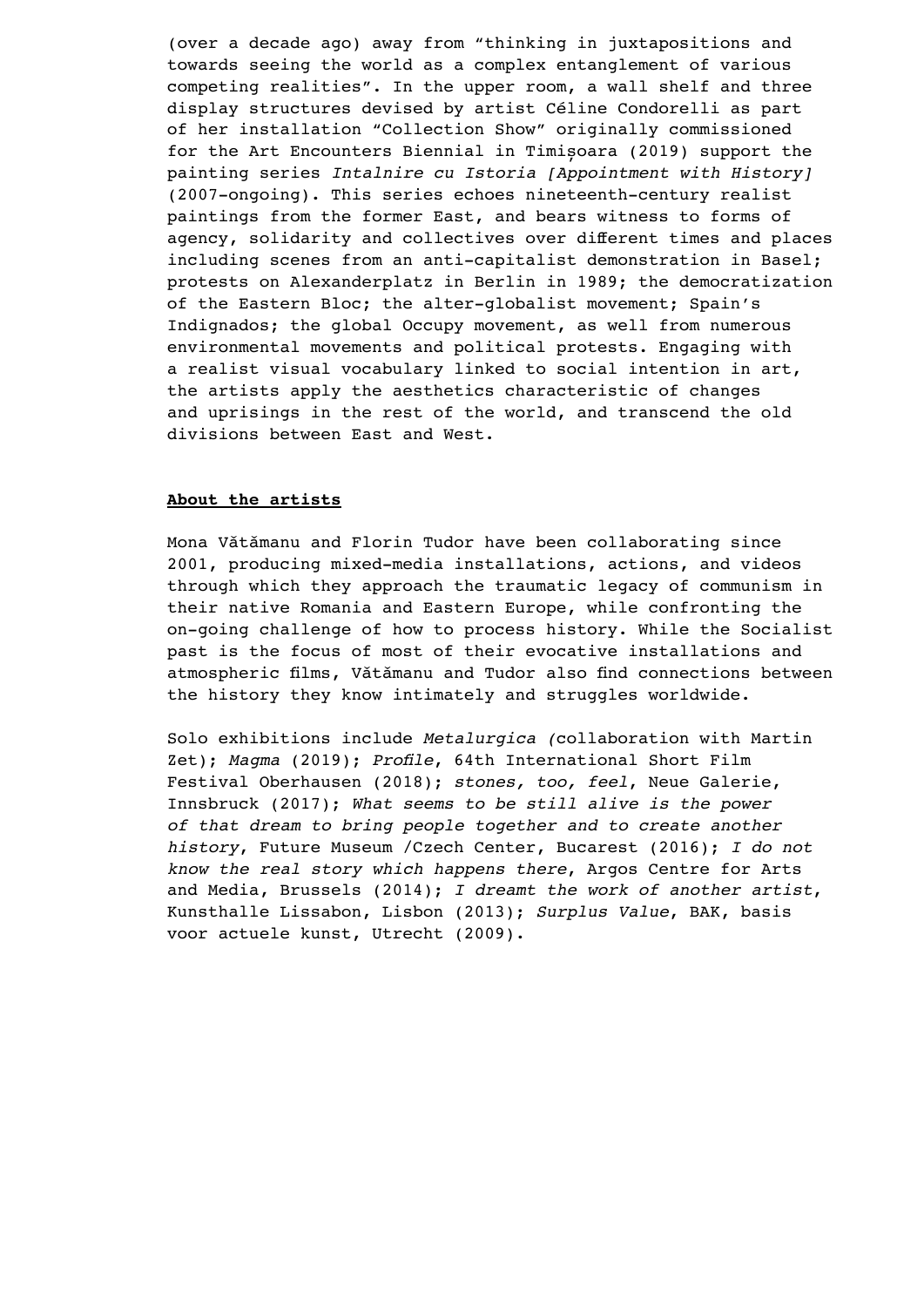(over a decade ago) away from "thinking in juxtapositions and towards seeing the world as a complex entanglement of various competing realities". In the upper room, a wall shelf and three display structures devised by artist Céline Condorelli as part of her installation "Collection Show" originally commissioned for the Art Encounters Biennial in Timișoara (2019) support the painting series *Intalnire cu Istoria [Appointment with History]* (2007-ongoing). This series echoes nineteenth-century realist paintings from the former East, and bears witness to forms of agency, solidarity and collectives over different times and places including scenes from an anti-capitalist demonstration in Basel; protests on Alexanderplatz in Berlin in 1989; the democratization of the Eastern Bloc; the alter-globalist movement; Spain's Indignados; the global Occupy movement, as well from numerous environmental movements and political protests. Engaging with a realist visual vocabulary linked to social intention in art, the artists apply the aesthetics characteristic of changes and uprisings in the rest of the world, and transcend the old divisions between East and West.

**About the artists**

Mona Vătămanu and Florin Tudor have been collaborating since 2001, producing mixed-media installations, actions, and videos through which they approach the traumatic legacy of communism in their native Romania and Eastern Europe, while confronting the on-going challenge of how to process history. While the Socialist past is the focus of most of their evocative installations and atmospheric films, Vătămanu and Tudor also find connections between the history they know intimately and struggles worldwide.

Solo exhibitions include *Metalurgica (*collaboration with Martin Zet); *Magma* (2019); *Profile*, 64th International Short Film Festival Oberhausen (2018); *stones, too, feel*, Neue Galerie, Innsbruck (2017); *What seems to be still alive is the power of that dream to bring people together and to create another history*, Future Museum /Czech Center, Bucarest (2016); *I do not know the real story which happens there*, Argos Centre for Arts and Media, Brussels (2014); *I dreamt the work of another artist*, Kunsthalle Lissabon, Lisbon (2013); *Surplus Value*, BAK, basis voor actuele kunst, Utrecht (2009).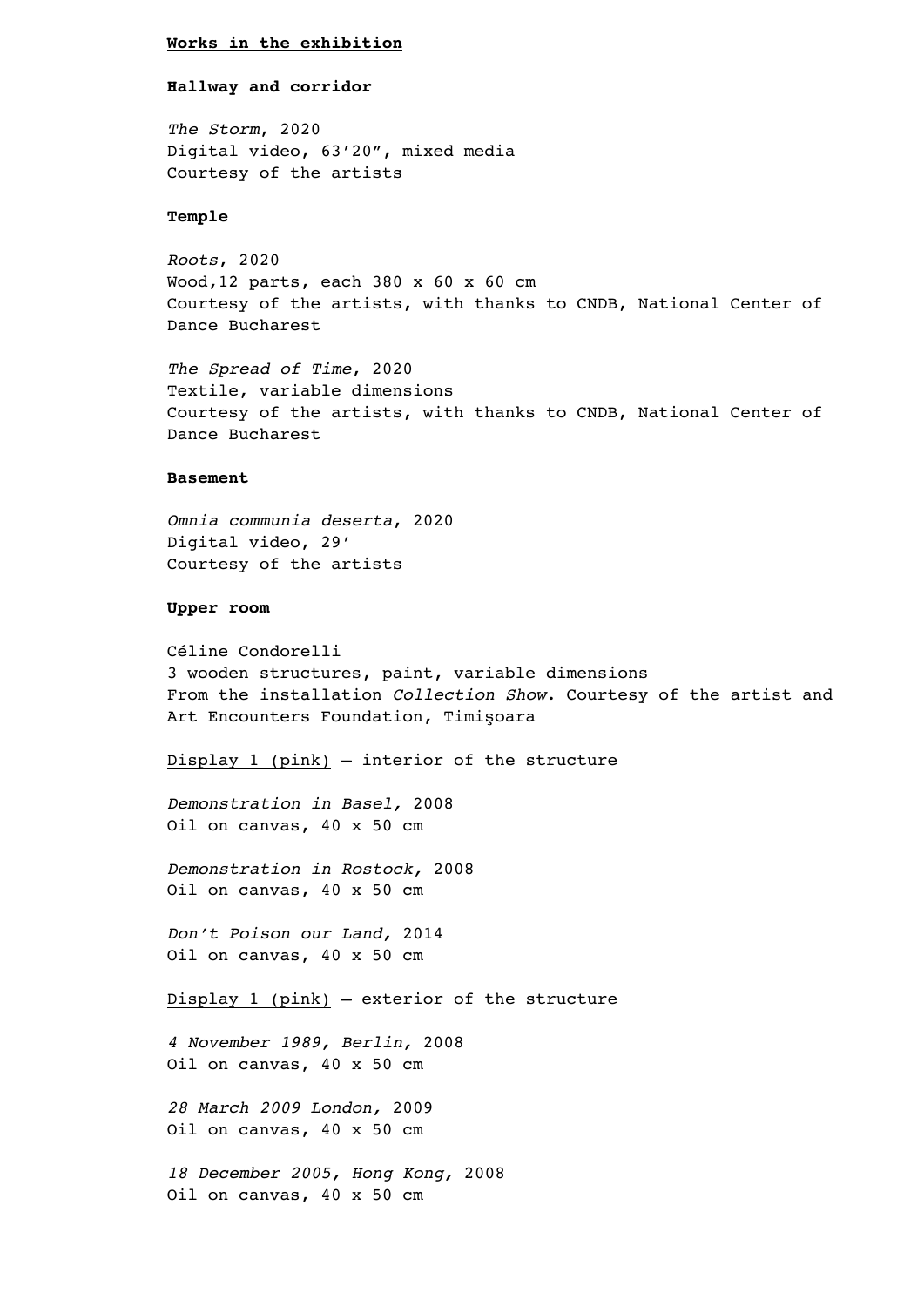**Works in the exhibition**

**Hallway and corridor**

*The Storm*, 2020
Digital video, 63’20”, mixed media
Courtesy of the artists

**Temple**

*Roots*, 2020
Wood,12 parts, each 380 x 60 x 60 cm
Courtesy of the artists, with thanks to CNDB, National Center of Dance Bucharest

*The Spread of Time*, 2020
Textile, variable dimensions
Courtesy of the artists, with thanks to CNDB, National Center of Dance Bucharest

**Basement**

*Omnia communia deserta*, 2020
Digital video, 29’
Courtesy of the artists

**Upper room**

Céline Condorelli
3 wooden structures, paint, variable dimensions
From the installation *Collection Show*. Courtesy of the artist and Art Encounters Foundation, Timişoara

<u>Display 1 (pink)</u> – interior of the structure

*Demonstration in Basel,* 2008
Oil on canvas, 40 x 50 cm

*Demonstration in Rostock,* 2008
Oil on canvas, 40 x 50 cm

*Don’t Poison our Land,* 2014
Oil on canvas, 40 x 50 cm

<u>Display 1 (pink)</u> – exterior of the structure

*4 November 1989, Berlin,* 2008
Oil on canvas, 40 x 50 cm

*28 March 2009 London,* 2009
Oil on canvas, 40 x 50 cm

*18 December 2005, Hong Kong,* 2008
Oil on canvas, 40 x 50 cm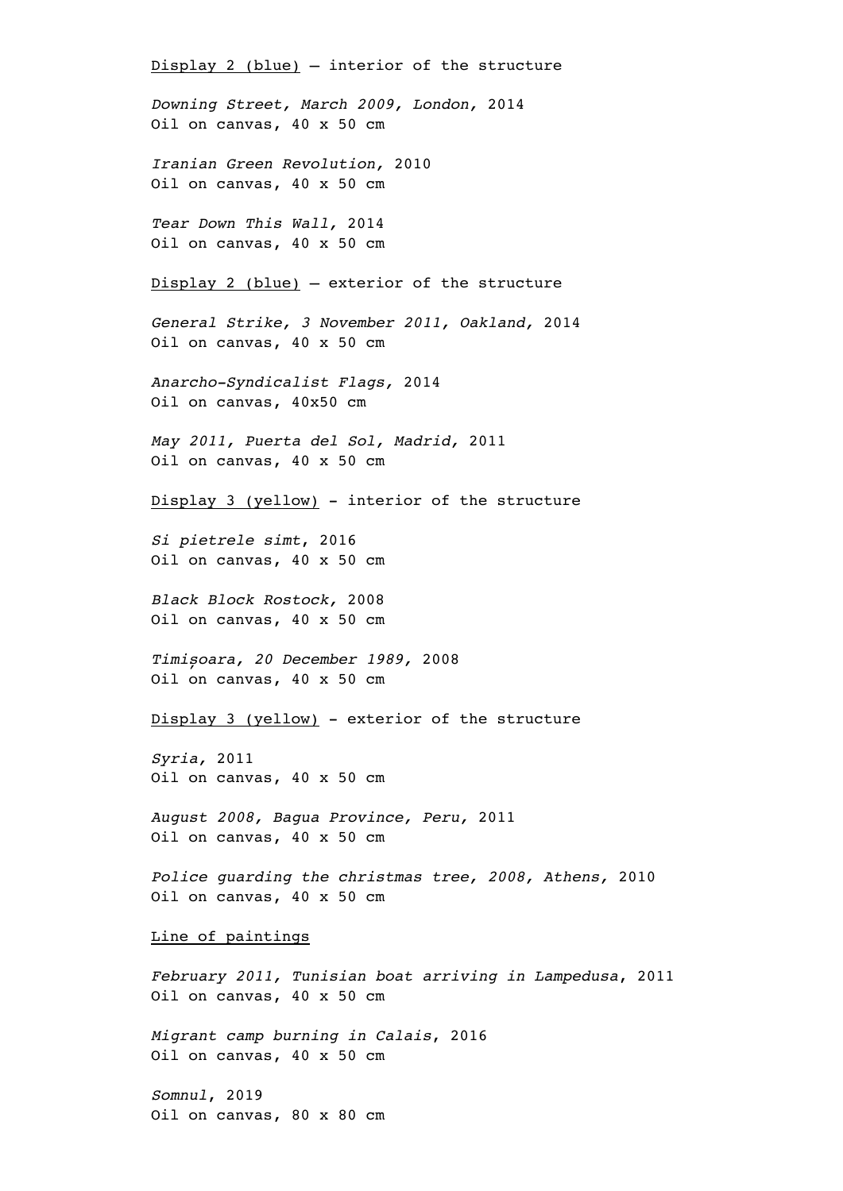<u>Display 2 (blue)</u> – interior of the structure

*Downing Street, March 2009, London,* 2014
Oil on canvas, 40 x 50 cm

*Iranian Green Revolution,* 2010
Oil on canvas, 40 x 50 cm

*Tear Down This Wall,* 2014
Oil on canvas, 40 x 50 cm

<u>Display 2 (blue)</u> – exterior of the structure

*General Strike, 3 November 2011, Oakland,* 2014
Oil on canvas, 40 x 50 cm

*Anarcho-Syndicalist Flags,* 2014
Oil on canvas, 40x50 cm

*May 2011, Puerta del Sol, Madrid,* 2011
Oil on canvas, 40 x 50 cm

<u>Display 3 (yellow)</u> - interior of the structure

*Si pietrele simt*, 2016
Oil on canvas, 40 x 50 cm

*Black Block Rostock,* 2008
Oil on canvas, 40 x 50 cm

*Timișoara, 20 December 1989,* 2008
Oil on canvas, 40 x 50 cm

<u>Display 3 (yellow)</u> - exterior of the structure

*Syria,* 2011
Oil on canvas, 40 x 50 cm

*August 2008, Bagua Province, Peru,* 2011
Oil on canvas, 40 x 50 cm

*Police guarding the christmas tree, 2008, Athens,* 2010
Oil on canvas, 40 x 50 cm

<u>Line of paintings</u>

*February 2011, Tunisian boat arriving in Lampedusa*, 2011
Oil on canvas, 40 x 50 cm

*Migrant camp burning in Calais*, 2016
Oil on canvas, 40 x 50 cm

*Somnul*, 2019
Oil on canvas, 80 x 80 cm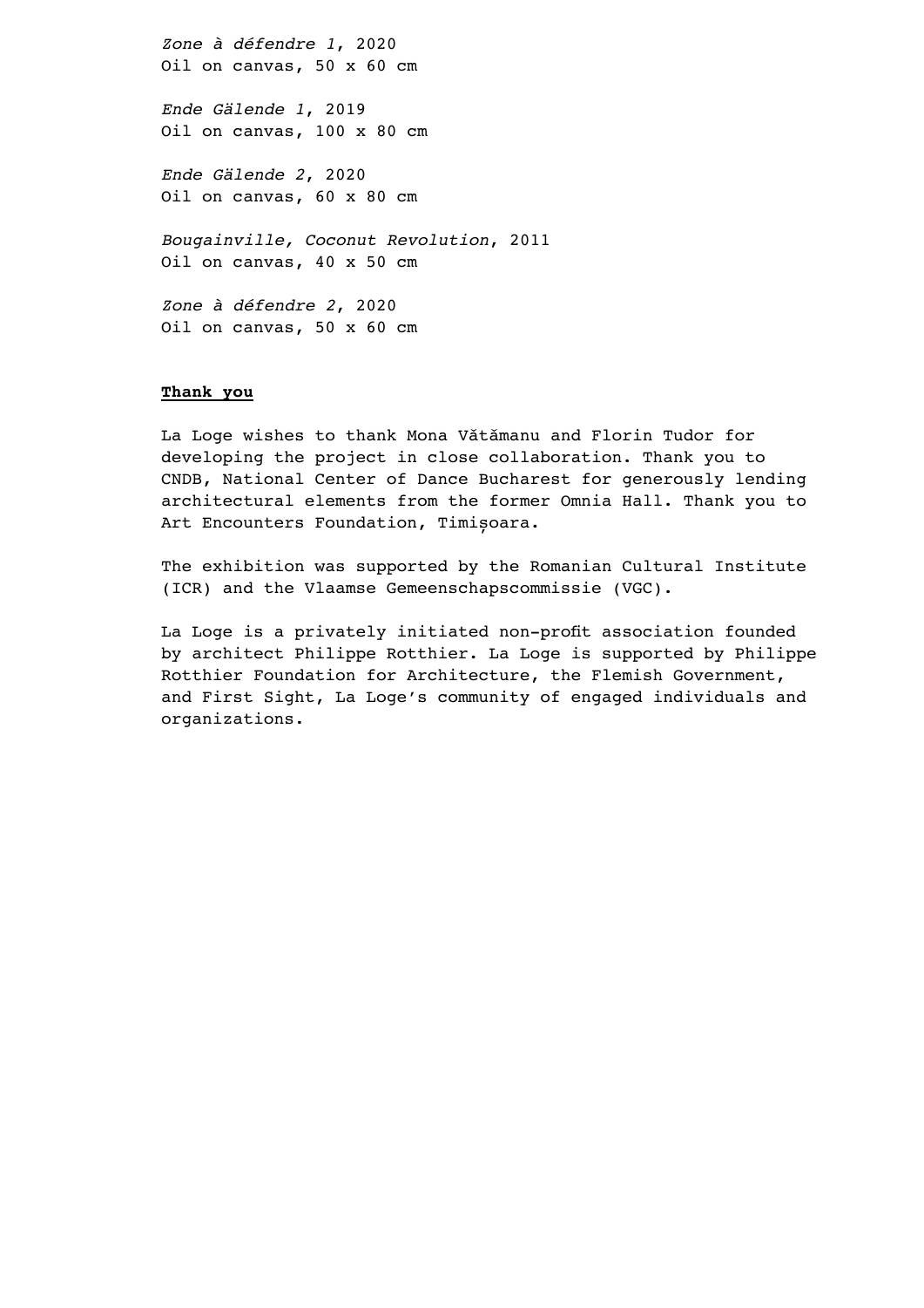*Zone à défendre 1*, 2020
Oil on canvas, 50 x 60 cm

*Ende Gälende 1*, 2019
Oil on canvas, 100 x 80 cm

*Ende Gälende 2*, 2020
Oil on canvas, 60 x 80 cm

*Bougainville, Coconut Revolution*, 2011
Oil on canvas, 40 x 50 cm

*Zone à défendre 2*, 2020
Oil on canvas, 50 x 60 cm

**Thank you**

La Loge wishes to thank Mona Vătămanu and Florin Tudor for developing the project in close collaboration. Thank you to CNDB, National Center of Dance Bucharest for generously lending architectural elements from the former Omnia Hall. Thank you to Art Encounters Foundation, Timișoara.

The exhibition was supported by the Romanian Cultural Institute (ICR) and the Vlaamse Gemeenschapscommissie (VGC).

La Loge is a privately initiated non-profit association founded by architect Philippe Rotthier. La Loge is supported by Philippe Rotthier Foundation for Architecture, the Flemish Government, and First Sight, La Loge's community of engaged individuals and organizations.